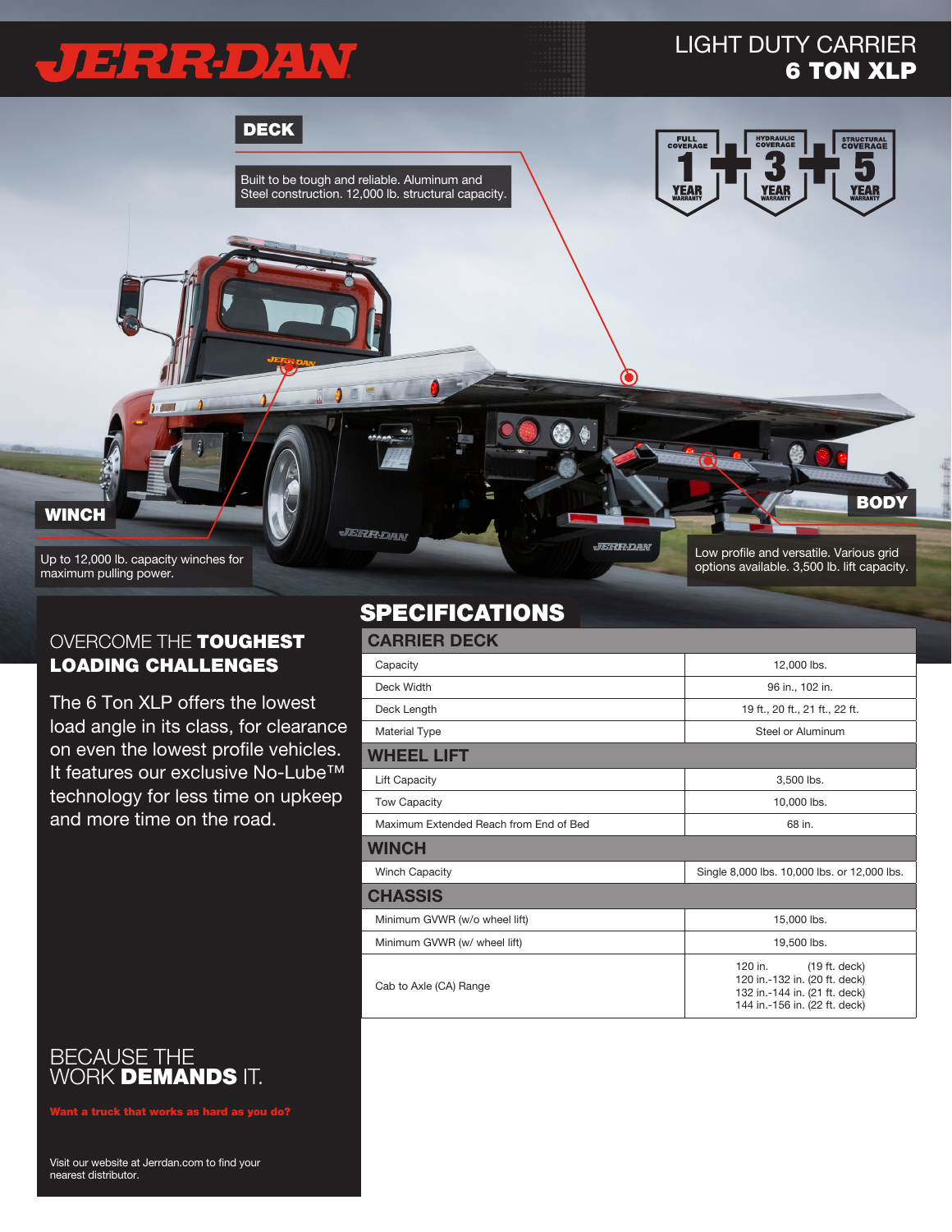# JERR-DAN

## LIGHT DUTY CARRIER
## 6 TON XLP

FULL COVERAGE 1 YEAR WARRANTY + HYDRAULIC COVERAGE 3 YEAR WARRANTY + STRUCTURAL COVERAGE 5 YEAR WARRANTY

### DECK

Built to be tough and reliable. Aluminum and Steel construction. 12,000 lb. structural capacity.

### WINCH

Up to 12,000 lb. capacity winches for maximum pulling power.

### BODY

Low profile and versatile. Various grid options available. 3,500 lb. lift capacity.

## OVERCOME THE **TOUGHEST LOADING CHALLENGES**

The 6 Ton XLP offers the lowest load angle in its class, for clearance on even the lowest profile vehicles. It features our exclusive No-Lube™ technology for less time on upkeep and more time on the road.

## SPECIFICATIONS

| CARRIER DECK | |
|---|---|
| Capacity | 12,000 lbs. |
| Deck Width | 96 in., 102 in. |
| Deck Length | 19 ft., 20 ft., 21 ft., 22 ft. |
| Material Type | Steel or Aluminum |
| **WHEEL LIFT** | |
| Lift Capacity | 3,500 lbs. |
| Tow Capacity | 10,000 lbs. |
| Maximum Extended Reach from End of Bed | 68 in. |
| **WINCH** | |
| Winch Capacity | Single 8,000 lbs. 10,000 lbs. or 12,000 lbs. |
| **CHASSIS** | |
| Minimum GVWR (w/o wheel lift) | 15,000 lbs. |
| Minimum GVWR (w/ wheel lift) | 19,500 lbs. |
| Cab to Axle (CA) Range | 120 in. (19 ft. deck)<br>120 in.-132 in. (20 ft. deck)<br>132 in.-144 in. (21 ft. deck)<br>144 in.-156 in. (22 ft. deck) |

## BECAUSE THE WORK **DEMANDS** IT.

**Want a truck that works as hard as you do?**

Visit our website at Jerrdan.com to find your nearest distributor.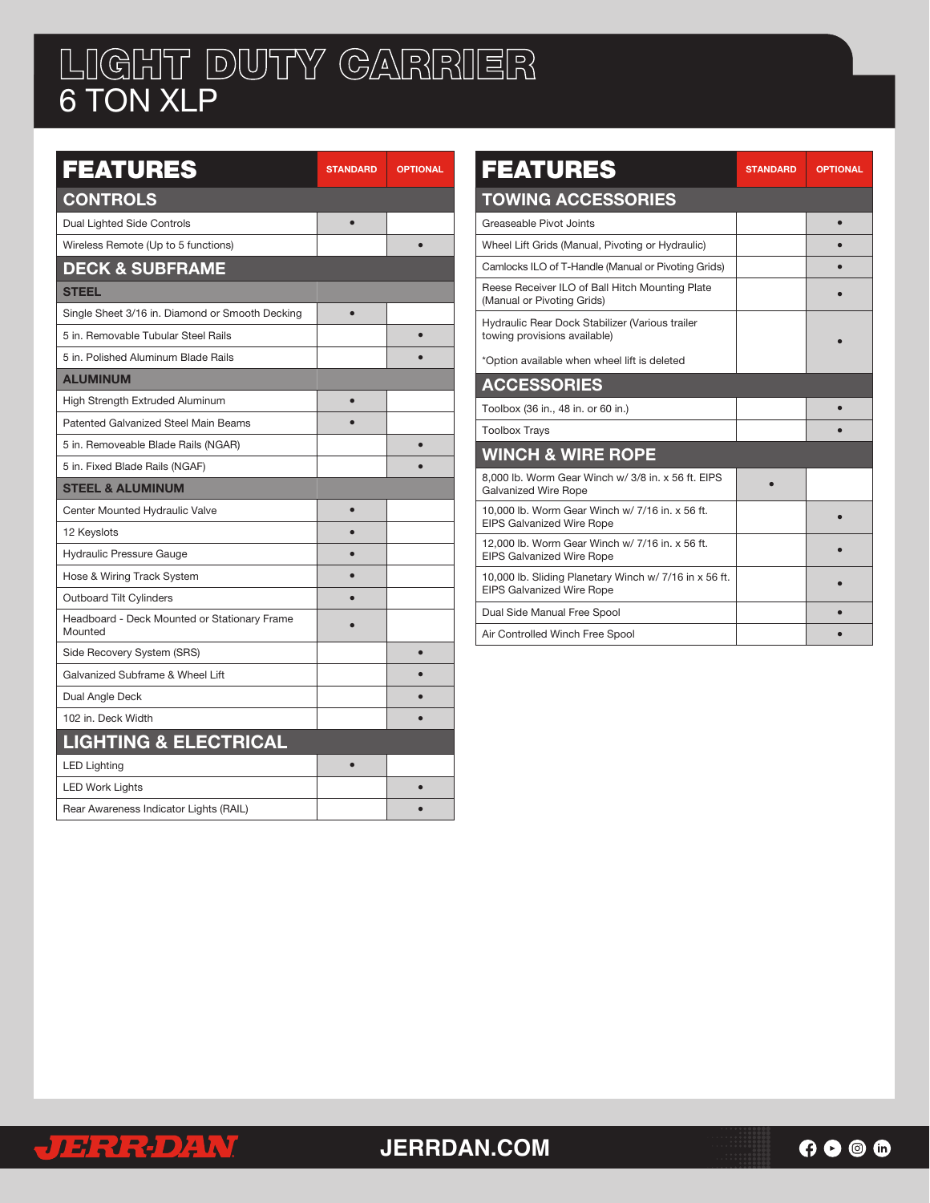# LIGHT DUTY CARRIER
## 6 TON XLP

| FEATURES | STANDARD | OPTIONAL |
|---|---|---|
| **CONTROLS** | | |
| Dual Lighted Side Controls | • | |
| Wireless Remote (Up to 5 functions) | | • |
| **DECK & SUBFRAME** | | |
| **STEEL** | | |
| Single Sheet 3/16 in. Diamond or Smooth Decking | • | |
| 5 in. Removable Tubular Steel Rails | | • |
| 5 in. Polished Aluminum Blade Rails | | • |
| **ALUMINUM** | | |
| High Strength Extruded Aluminum | • | |
| Patented Galvanized Steel Main Beams | • | |
| 5 in. Removeable Blade Rails (NGAR) | | • |
| 5 in. Fixed Blade Rails (NGAF) | | • |
| **STEEL & ALUMINUM** | | |
| Center Mounted Hydraulic Valve | • | |
| 12 Keyslots | • | |
| Hydraulic Pressure Gauge | • | |
| Hose & Wiring Track System | • | |
| Outboard Tilt Cylinders | • | |
| Headboard - Deck Mounted or Stationary Frame Mounted | • | |
| Side Recovery System (SRS) | | • |
| Galvanized Subframe & Wheel Lift | | • |
| Dual Angle Deck | | • |
| 102 in. Deck Width | | • |
| **LIGHTING & ELECTRICAL** | | |
| LED Lighting | • | |
| LED Work Lights | | • |
| Rear Awareness Indicator Lights (RAIL) | | • |

| FEATURES | STANDARD | OPTIONAL |
|---|---|---|
| **TOWING ACCESSORIES** | | |
| Greaseable Pivot Joints | | • |
| Wheel Lift Grids (Manual, Pivoting or Hydraulic) | | • |
| Camlocks ILO of T-Handle (Manual or Pivoting Grids) | | • |
| Reese Receiver ILO of Ball Hitch Mounting Plate (Manual or Pivoting Grids) | | • |
| Hydraulic Rear Dock Stabilizer (Various trailer towing provisions available) *Option available when wheel lift is deleted | | • |
| **ACCESSORIES** | | |
| Toolbox (36 in., 48 in. or 60 in.) | | • |
| Toolbox Trays | | • |
| **WINCH & WIRE ROPE** | | |
| 8,000 lb. Worm Gear Winch w/ 3/8 in. x 56 ft. EIPS Galvanized Wire Rope | • | |
| 10,000 lb. Worm Gear Winch w/ 7/16 in. x 56 ft. EIPS Galvanized Wire Rope | | • |
| 12,000 lb. Worm Gear Winch w/ 7/16 in. x 56 ft. EIPS Galvanized Wire Rope | | • |
| 10,000 lb. Sliding Planetary Winch w/ 7/16 in x 56 ft. EIPS Galvanized Wire Rope | | • |
| Dual Side Manual Free Spool | | • |
| Air Controlled Winch Free Spool | | • |

JERR-DAN

JERRDAN.COM